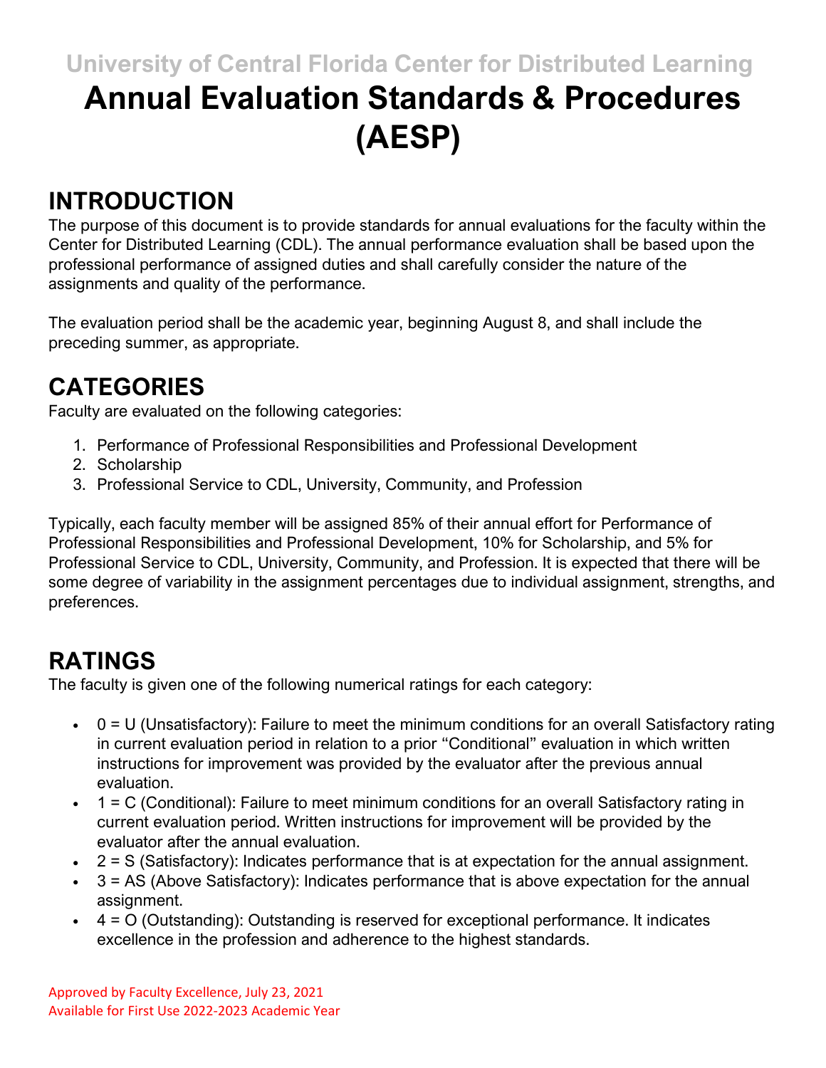University of Central Florida Center for Distributed Learning

# Annual Evaluation Standards & Procedures (AESP)

## INTRODUCTION

The purpose of this document is to provide standards for annual evaluations for the faculty within the Center for Distributed Learning (CDL). The annual performance evaluation shall be based upon the professional performance of assigned duties and shall carefully consider the nature of the assignments and quality of the performance.

The evaluation period shall be the academic year, beginning August 8, and shall include the preceding summer, as appropriate.

## CATEGORIES

Faculty are evaluated on the following categories:

1. Performance of Professional Responsibilities and Professional Development
2. Scholarship
3. Professional Service to CDL, University, Community, and Profession

Typically, each faculty member will be assigned 85% of their annual effort for Performance of Professional Responsibilities and Professional Development, 10% for Scholarship, and 5% for Professional Service to CDL, University, Community, and Profession. It is expected that there will be some degree of variability in the assignment percentages due to individual assignment, strengths, and preferences.

## RATINGS

The faculty is given one of the following numerical ratings for each category:

- 0 = U (Unsatisfactory): Failure to meet the minimum conditions for an overall Satisfactory rating in current evaluation period in relation to a prior "Conditional" evaluation in which written instructions for improvement was provided by the evaluator after the previous annual evaluation.
- 1 = C (Conditional): Failure to meet minimum conditions for an overall Satisfactory rating in current evaluation period. Written instructions for improvement will be provided by the evaluator after the annual evaluation.
- 2 = S (Satisfactory): Indicates performance that is at expectation for the annual assignment.
- 3 = AS (Above Satisfactory): Indicates performance that is above expectation for the annual assignment.
- 4 = O (Outstanding): Outstanding is reserved for exceptional performance. It indicates excellence in the profession and adherence to the highest standards.

Approved by Faculty Excellence, July 23, 2021
Available for First Use 2022-2023 Academic Year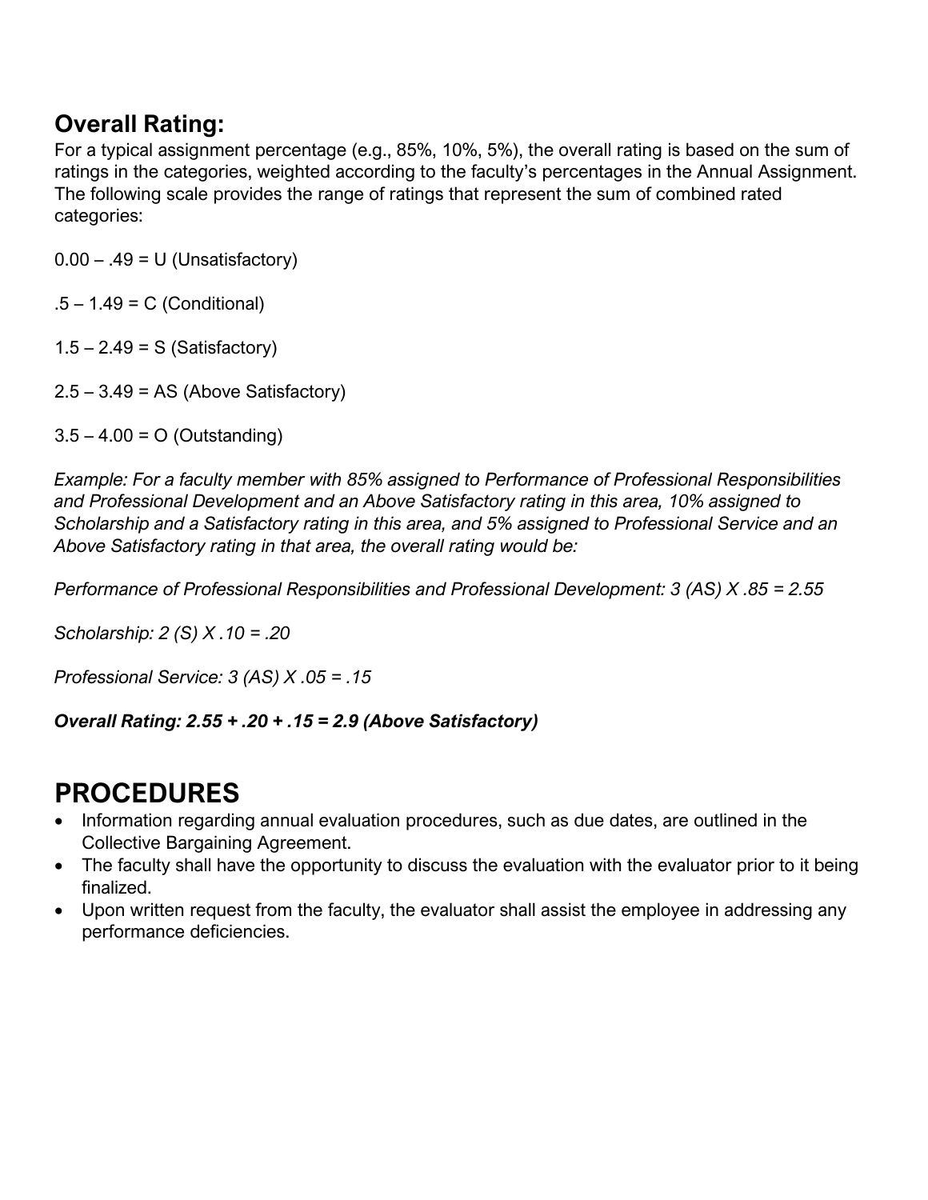## Overall Rating:

For a typical assignment percentage (e.g., 85%, 10%, 5%), the overall rating is based on the sum of ratings in the categories, weighted according to the faculty's percentages in the Annual Assignment. The following scale provides the range of ratings that represent the sum of combined rated categories:

0.00 – .49 = U (Unsatisfactory)

.5 – 1.49 = C (Conditional)

1.5 – 2.49 = S (Satisfactory)

2.5 – 3.49 = AS (Above Satisfactory)

3.5 – 4.00 = O (Outstanding)

*Example: For a faculty member with 85% assigned to Performance of Professional Responsibilities and Professional Development and an Above Satisfactory rating in this area, 10% assigned to Scholarship and a Satisfactory rating in this area, and 5% assigned to Professional Service and an Above Satisfactory rating in that area, the overall rating would be:*

*Performance of Professional Responsibilities and Professional Development: 3 (AS) X .85 = 2.55*

*Scholarship: 2 (S) X .10 = .20*

*Professional Service: 3 (AS) X .05 = .15*

***Overall Rating: 2.55 + .20 + .15 = 2.9 (Above Satisfactory)***

# PROCEDURES

- Information regarding annual evaluation procedures, such as due dates, are outlined in the Collective Bargaining Agreement.
- The faculty shall have the opportunity to discuss the evaluation with the evaluator prior to it being finalized.
- Upon written request from the faculty, the evaluator shall assist the employee in addressing any performance deficiencies.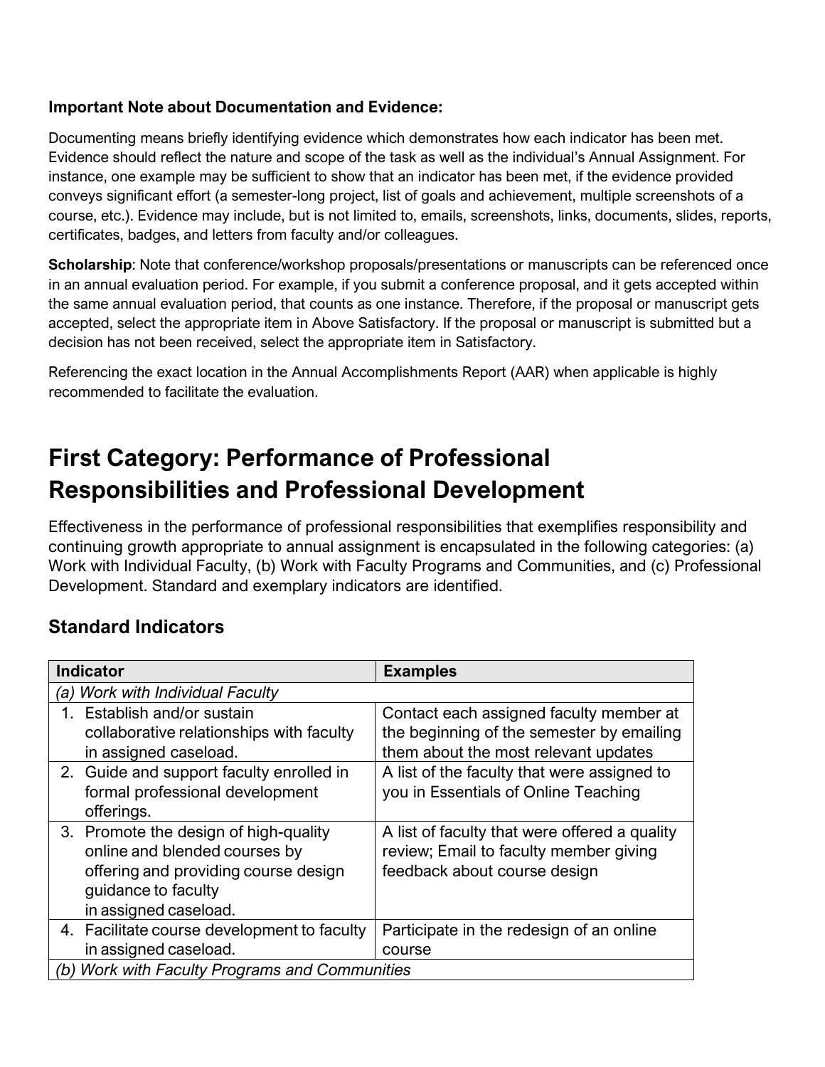**Important Note about Documentation and Evidence:**

Documenting means briefly identifying evidence which demonstrates how each indicator has been met. Evidence should reflect the nature and scope of the task as well as the individual's Annual Assignment. For instance, one example may be sufficient to show that an indicator has been met, if the evidence provided conveys significant effort (a semester-long project, list of goals and achievement, multiple screenshots of a course, etc.). Evidence may include, but is not limited to, emails, screenshots, links, documents, slides, reports, certificates, badges, and letters from faculty and/or colleagues.

**Scholarship**: Note that conference/workshop proposals/presentations or manuscripts can be referenced once in an annual evaluation period. For example, if you submit a conference proposal, and it gets accepted within the same annual evaluation period, that counts as one instance. Therefore, if the proposal or manuscript gets accepted, select the appropriate item in Above Satisfactory. If the proposal or manuscript is submitted but a decision has not been received, select the appropriate item in Satisfactory.

Referencing the exact location in the Annual Accomplishments Report (AAR) when applicable is highly recommended to facilitate the evaluation.

# First Category: Performance of Professional Responsibilities and Professional Development

Effectiveness in the performance of professional responsibilities that exemplifies responsibility and continuing growth appropriate to annual assignment is encapsulated in the following categories: (a) Work with Individual Faculty, (b) Work with Faculty Programs and Communities, and (c) Professional Development. Standard and exemplary indicators are identified.

## Standard Indicators

| Indicator | Examples |
|---|---|
| *(a) Work with Individual Faculty* | |
| 1. Establish and/or sustain collaborative relationships with faculty in assigned caseload. | Contact each assigned faculty member at the beginning of the semester by emailing them about the most relevant updates |
| 2. Guide and support faculty enrolled in formal professional development offerings. | A list of the faculty that were assigned to you in Essentials of Online Teaching |
| 3. Promote the design of high-quality online and blended courses by offering and providing course design guidance to faculty in assigned caseload. | A list of faculty that were offered a quality review; Email to faculty member giving feedback about course design |
| 4. Facilitate course development to faculty in assigned caseload. | Participate in the redesign of an online course |
| *(b) Work with Faculty Programs and Communities* | |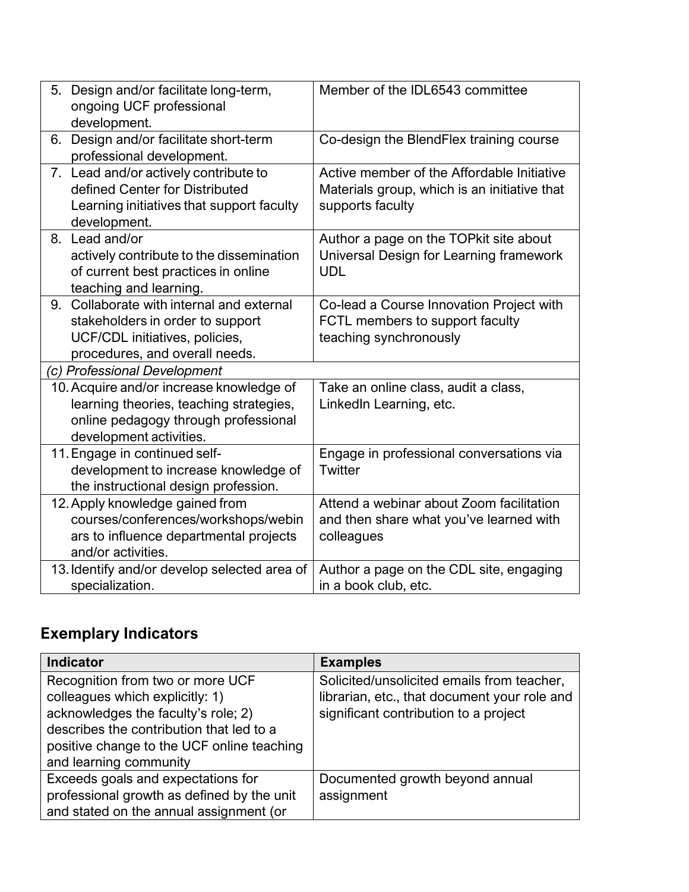| | |
|---|---|
| 5. Design and/or facilitate long-term, ongoing UCF professional development. | Member of the IDL6543 committee |
| 6. Design and/or facilitate short-term professional development. | Co-design the BlendFlex training course |
| 7. Lead and/or actively contribute to defined Center for Distributed Learning initiatives that support faculty development. | Active member of the Affordable Initiative Materials group, which is an initiative that supports faculty |
| 8. Lead and/or actively contribute to the dissemination of current best practices in online teaching and learning. | Author a page on the TOPkit site about Universal Design for Learning framework UDL |
| 9. Collaborate with internal and external stakeholders in order to support UCF/CDL initiatives, policies, procedures, and overall needs. | Co-lead a Course Innovation Project with FCTL members to support faculty teaching synchronously |
| *(c) Professional Development* | |
| 10. Acquire and/or increase knowledge of learning theories, teaching strategies, online pedagogy through professional development activities. | Take an online class, audit a class, LinkedIn Learning, etc. |
| 11. Engage in continued self-development to increase knowledge of the instructional design profession. | Engage in professional conversations via Twitter |
| 12. Apply knowledge gained from courses/conferences/workshops/webinars to influence departmental projects and/or activities. | Attend a webinar about Zoom facilitation and then share what you've learned with colleagues |
| 13. Identify and/or develop selected area of specialization. | Author a page on the CDL site, engaging in a book club, etc. |

## Exemplary Indicators

| Indicator | Examples |
|---|---|
| Recognition from two or more UCF colleagues which explicitly: 1) acknowledges the faculty's role; 2) describes the contribution that led to a positive change to the UCF online teaching and learning community | Solicited/unsolicited emails from teacher, librarian, etc., that document your role and significant contribution to a project |
| Exceeds goals and expectations for professional growth as defined by the unit and stated on the annual assignment (or | Documented growth beyond annual assignment |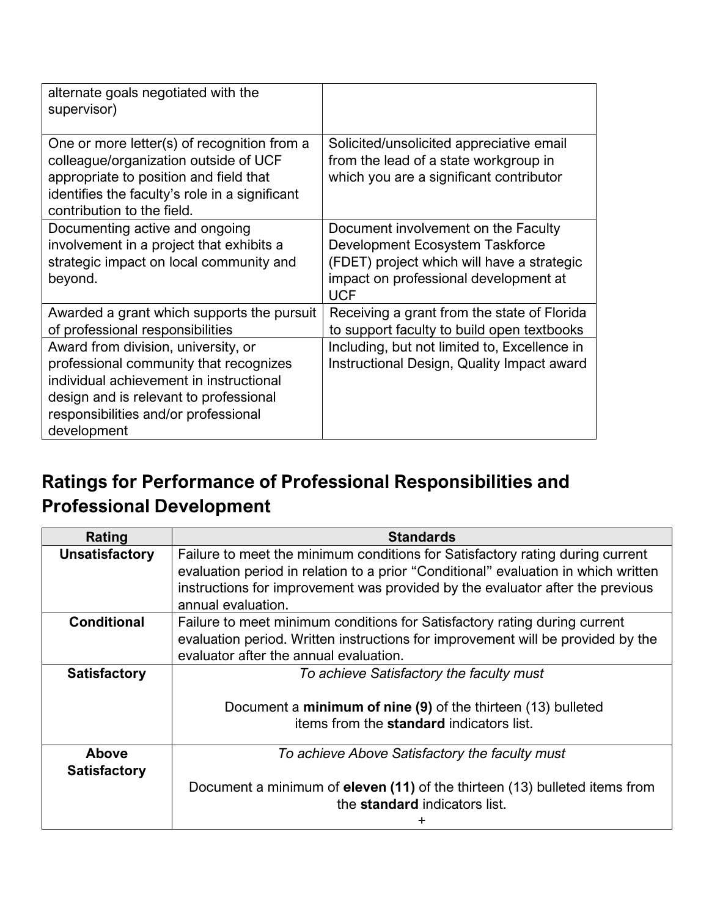| | |
|---|---|
| alternate goals negotiated with the supervisor) | |
| One or more letter(s) of recognition from a colleague/organization outside of UCF appropriate to position and field that identifies the faculty's role in a significant contribution to the field. | Solicited/unsolicited appreciative email from the lead of a state workgroup in which you are a significant contributor |
| Documenting active and ongoing involvement in a project that exhibits a strategic impact on local community and beyond. | Document involvement on the Faculty Development Ecosystem Taskforce (FDET) project which will have a strategic impact on professional development at UCF |
| Awarded a grant which supports the pursuit of professional responsibilities | Receiving a grant from the state of Florida to support faculty to build open textbooks |
| Award from division, university, or professional community that recognizes individual achievement in instructional design and is relevant to professional responsibilities and/or professional development | Including, but not limited to, Excellence in Instructional Design, Quality Impact award |

## Ratings for Performance of Professional Responsibilities and Professional Development

| Rating | Standards |
|---|---|
| **Unsatisfactory** | Failure to meet the minimum conditions for Satisfactory rating during current evaluation period in relation to a prior "Conditional" evaluation in which written instructions for improvement was provided by the evaluator after the previous annual evaluation. |
| **Conditional** | Failure to meet minimum conditions for Satisfactory rating during current evaluation period. Written instructions for improvement will be provided by the evaluator after the annual evaluation. |
| **Satisfactory** | *To achieve Satisfactory the faculty must*<br><br>Document a **minimum of nine (9)** of the thirteen (13) bulleted items from the **standard** indicators list. |
| **Above Satisfactory** | *To achieve Above Satisfactory the faculty must*<br><br>Document a minimum of **eleven (11)** of the thirteen (13) bulleted items from the **standard** indicators list.<br>+ |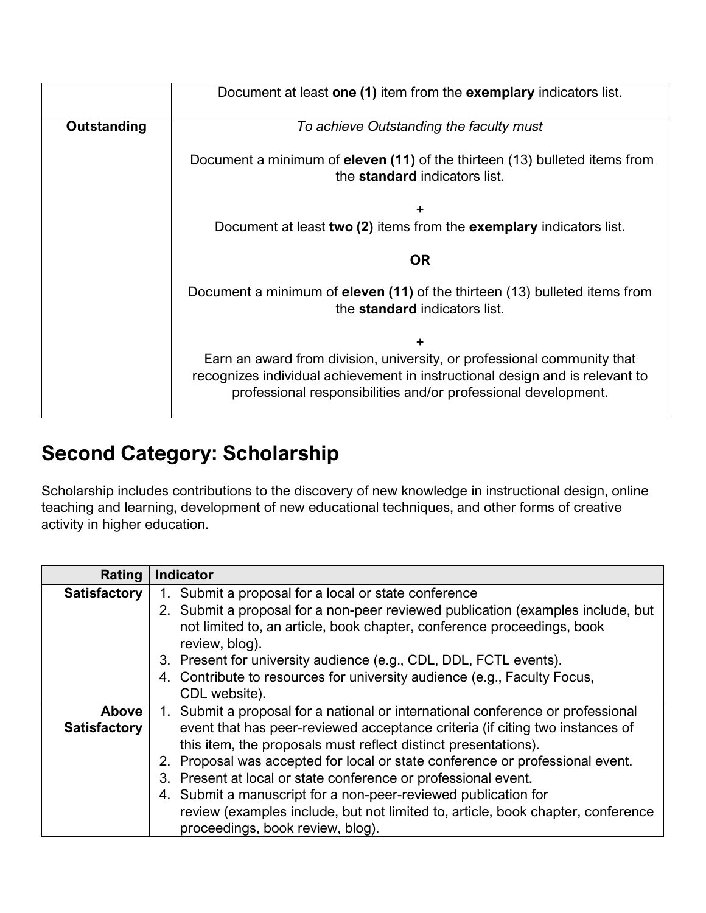| | |
|---|---|
| | Document at least **one (1)** item from the **exemplary** indicators list. |
| **Outstanding** | *To achieve Outstanding the faculty must*<br><br>Document a minimum of **eleven (11)** of the thirteen (13) bulleted items from the **standard** indicators list.<br><br>+<br>Document at least **two (2)** items from the **exemplary** indicators list.<br><br>**OR**<br><br>Document a minimum of **eleven (11)** of the thirteen (13) bulleted items from the **standard** indicators list.<br><br>+<br>Earn an award from division, university, or professional community that recognizes individual achievement in instructional design and is relevant to professional responsibilities and/or professional development. |

## Second Category: Scholarship

Scholarship includes contributions to the discovery of new knowledge in instructional design, online teaching and learning, development of new educational techniques, and other forms of creative activity in higher education.

| Rating | Indicator |
|---|---|
| **Satisfactory** | 1. Submit a proposal for a local or state conference<br>2. Submit a proposal for a non-peer reviewed publication (examples include, but not limited to, an article, book chapter, conference proceedings, book review, blog).<br>3. Present for university audience (e.g., CDL, DDL, FCTL events).<br>4. Contribute to resources for university audience (e.g., Faculty Focus, CDL website). |
| **Above Satisfactory** | 1. Submit a proposal for a national or international conference or professional event that has peer-reviewed acceptance criteria (if citing two instances of this item, the proposals must reflect distinct presentations).<br>2. Proposal was accepted for local or state conference or professional event.<br>3. Present at local or state conference or professional event.<br>4. Submit a manuscript for a non-peer-reviewed publication for review (examples include, but not limited to, article, book chapter, conference proceedings, book review, blog). |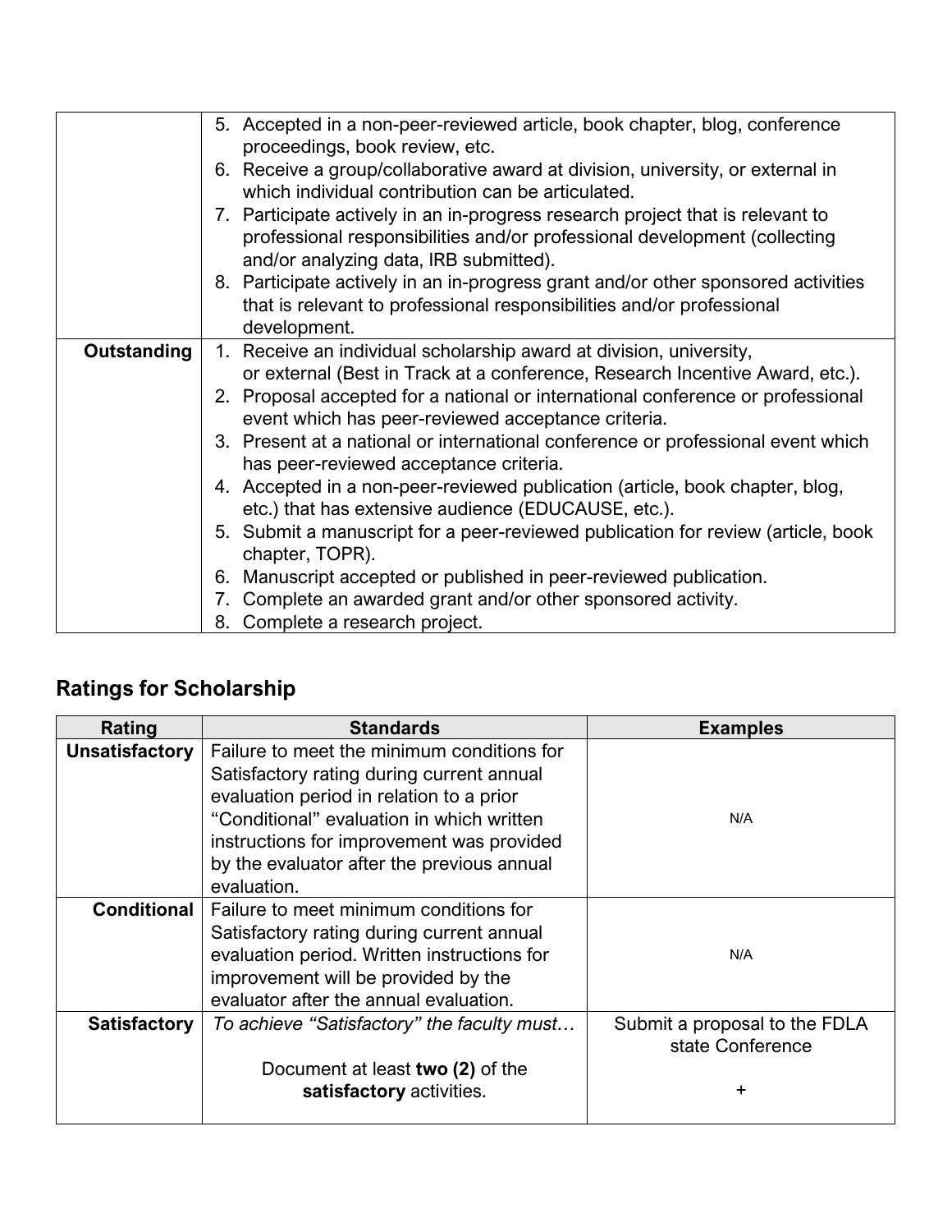|  |  |
| --- | --- |
|  | 5. Accepted in a non-peer-reviewed article, book chapter, blog, conference proceedings, book review, etc.<br>6. Receive a group/collaborative award at division, university, or external in which individual contribution can be articulated.<br>7. Participate actively in an in-progress research project that is relevant to professional responsibilities and/or professional development (collecting and/or analyzing data, IRB submitted).<br>8. Participate actively in an in-progress grant and/or other sponsored activities that is relevant to professional responsibilities and/or professional development. |
| **Outstanding** | 1. Receive an individual scholarship award at division, university, or external (Best in Track at a conference, Research Incentive Award, etc.).<br>2. Proposal accepted for a national or international conference or professional event which has peer-reviewed acceptance criteria.<br>3. Present at a national or international conference or professional event which has peer-reviewed acceptance criteria.<br>4. Accepted in a non-peer-reviewed publication (article, book chapter, blog, etc.) that has extensive audience (EDUCAUSE, etc.).<br>5. Submit a manuscript for a peer-reviewed publication for review (article, book chapter, TOPR).<br>6. Manuscript accepted or published in peer-reviewed publication.<br>7. Complete an awarded grant and/or other sponsored activity.<br>8. Complete a research project. |

## Ratings for Scholarship

| Rating | Standards | Examples |
| --- | --- | --- |
| **Unsatisfactory** | Failure to meet the minimum conditions for Satisfactory rating during current annual evaluation period in relation to a prior "Conditional" evaluation in which written instructions for improvement was provided by the evaluator after the previous annual evaluation. | N/A |
| **Conditional** | Failure to meet minimum conditions for Satisfactory rating during current annual evaluation period. Written instructions for improvement will be provided by the evaluator after the annual evaluation. | N/A |
| **Satisfactory** | *To achieve "Satisfactory" the faculty must…*<br><br>Document at least **two (2)** of the **satisfactory** activities. | Submit a proposal to the FDLA state Conference<br><br>+ |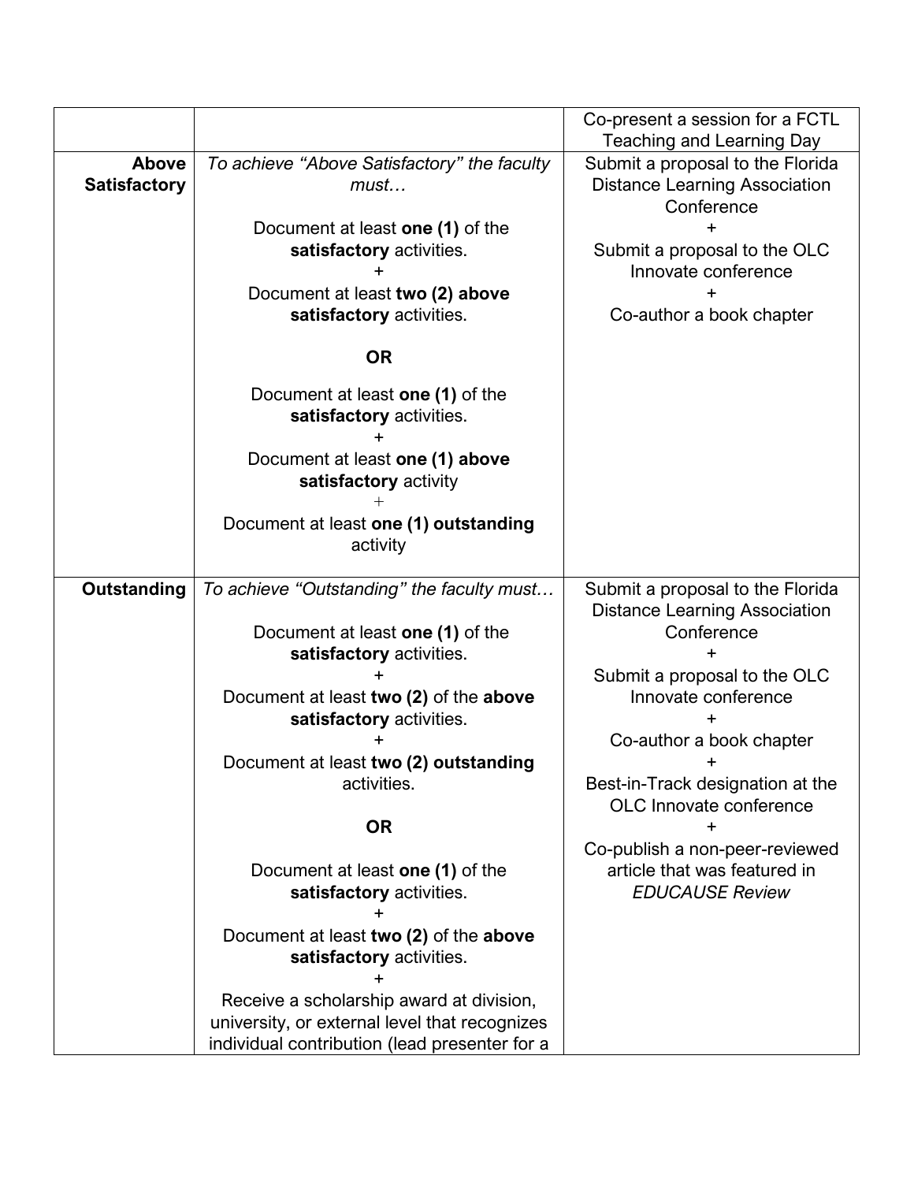| | | |
|---|---|---|
| | | Co-present a session for a FCTL Teaching and Learning Day |
| **Above Satisfactory** | *To achieve "Above Satisfactory" the faculty must…*<br><br>Document at least **one (1)** of the **satisfactory** activities.<br>+<br>Document at least **two (2) above satisfactory** activities.<br><br>**OR**<br><br>Document at least **one (1)** of the **satisfactory** activities.<br>+<br>Document at least **one (1) above satisfactory** activity<br>+<br>Document at least **one (1) outstanding** activity | Submit a proposal to the Florida Distance Learning Association Conference<br>+<br>Submit a proposal to the OLC Innovate conference<br>+<br>Co-author a book chapter |
| **Outstanding** | *To achieve "Outstanding" the faculty must…*<br><br>Document at least **one (1)** of the **satisfactory** activities.<br>+<br>Document at least **two (2)** of the **above satisfactory** activities.<br>+<br>Document at least **two (2) outstanding** activities.<br><br>**OR**<br><br>Document at least **one (1)** of the **satisfactory** activities.<br>+<br>Document at least **two (2)** of the **above satisfactory** activities.<br>+<br>Receive a scholarship award at division, university, or external level that recognizes individual contribution (lead presenter for a | Submit a proposal to the Florida Distance Learning Association Conference<br>+<br>Submit a proposal to the OLC Innovate conference<br>+<br>Co-author a book chapter<br>+<br>Best-in-Track designation at the OLC Innovate conference<br>+<br>Co-publish a non-peer-reviewed article that was featured in *EDUCAUSE Review* |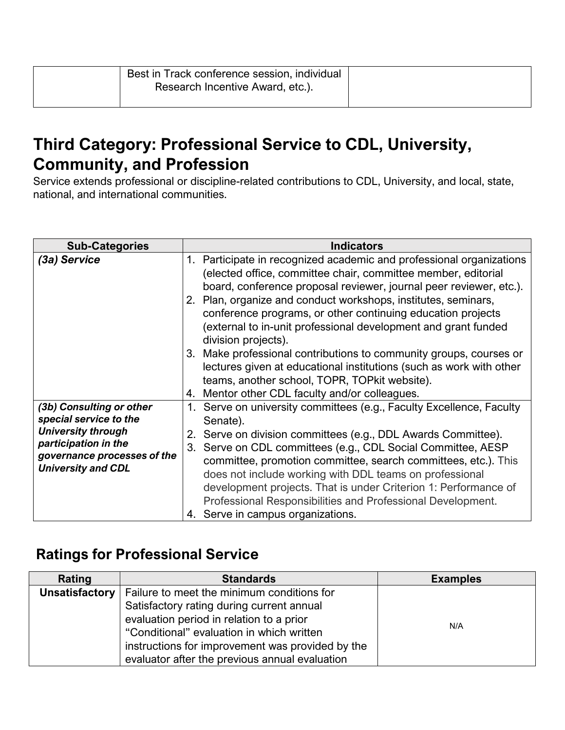| | Best in Track conference session, individual Research Incentive Award, etc.). | |
|---|---|---|

## Third Category: Professional Service to CDL, University, Community, and Profession

Service extends professional or discipline-related contributions to CDL, University, and local, state, national, and international communities.

| Sub-Categories | Indicators |
|---|---|
| ***(3a) Service*** | 1. Participate in recognized academic and professional organizations (elected office, committee chair, committee member, editorial board, conference proposal reviewer, journal peer reviewer, etc.). 2. Plan, organize and conduct workshops, institutes, seminars, conference programs, or other continuing education projects (external to in-unit professional development and grant funded division projects). 3. Make professional contributions to community groups, courses or lectures given at educational institutions (such as work with other teams, another school, TOPR, TOPkit website). 4. Mentor other CDL faculty and/or colleagues. |
| ***(3b) Consulting or other special service to the University through participation in the governance processes of the University and CDL*** | 1. Serve on university committees (e.g., Faculty Excellence, Faculty Senate). 2. Serve on division committees (e.g., DDL Awards Committee). 3. Serve on CDL committees (e.g., CDL Social Committee, AESP committee, promotion committee, search committees, etc.). This does not include working with DDL teams on professional development projects. That is under Criterion 1: Performance of Professional Responsibilities and Professional Development. 4. Serve in campus organizations. |

## Ratings for Professional Service

| Rating | Standards | Examples |
|---|---|---|
| **Unsatisfactory** | Failure to meet the minimum conditions for Satisfactory rating during current annual evaluation period in relation to a prior "Conditional" evaluation in which written instructions for improvement was provided by the evaluator after the previous annual evaluation | N/A |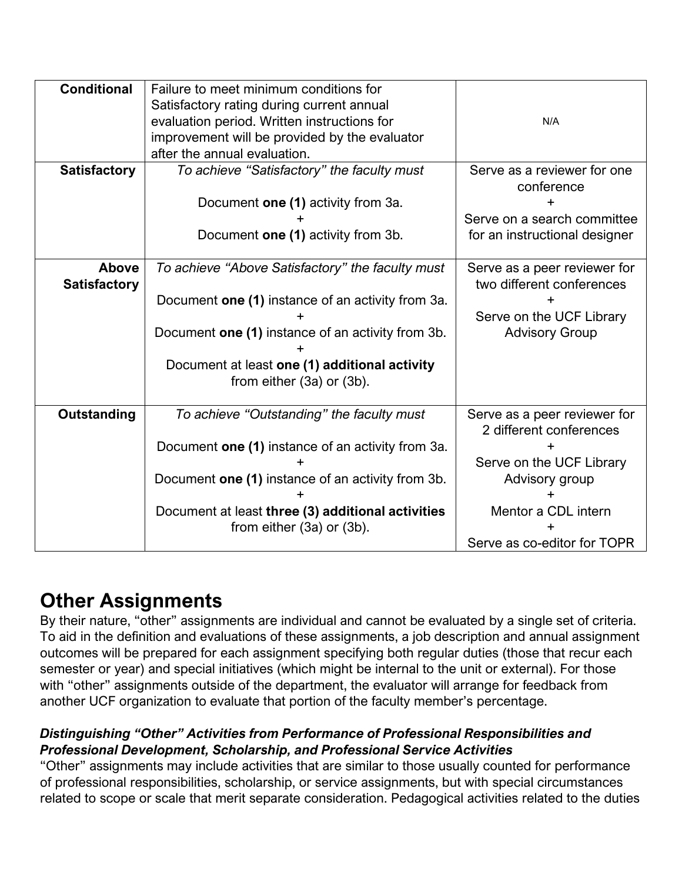| Conditional | Failure to meet minimum conditions for Satisfactory rating during current annual evaluation period. Written instructions for improvement will be provided by the evaluator after the annual evaluation. | N/A |
|---|---|---|
| **Satisfactory** | *To achieve "Satisfactory" the faculty must*<br><br>Document **one (1)** activity from 3a.<br>+<br>Document **one (1)** activity from 3b. | Serve as a reviewer for one conference<br>+<br>Serve on a search committee for an instructional designer |
| **Above Satisfactory** | *To achieve "Above Satisfactory" the faculty must*<br><br>Document **one (1)** instance of an activity from 3a.<br>+<br>Document **one (1)** instance of an activity from 3b.<br>+<br>Document at least **one (1) additional activity** from either (3a) or (3b). | Serve as a peer reviewer for two different conferences<br>+<br>Serve on the UCF Library Advisory Group |
| **Outstanding** | *To achieve "Outstanding" the faculty must*<br><br>Document **one (1)** instance of an activity from 3a.<br>+<br>Document **one (1)** instance of an activity from 3b.<br>+<br>Document at least **three (3) additional activities** from either (3a) or (3b). | Serve as a peer reviewer for 2 different conferences<br>+<br>Serve on the UCF Library Advisory group<br>+<br>Mentor a CDL intern<br>+<br>Serve as co-editor for TOPR |

## Other Assignments

By their nature, "other" assignments are individual and cannot be evaluated by a single set of criteria. To aid in the definition and evaluations of these assignments, a job description and annual assignment outcomes will be prepared for each assignment specifying both regular duties (those that recur each semester or year) and special initiatives (which might be internal to the unit or external). For those with "other" assignments outside of the department, the evaluator will arrange for feedback from another UCF organization to evaluate that portion of the faculty member's percentage.

### *Distinguishing "Other" Activities from Performance of Professional Responsibilities and Professional Development, Scholarship, and Professional Service Activities*

"Other" assignments may include activities that are similar to those usually counted for performance of professional responsibilities, scholarship, or service assignments, but with special circumstances related to scope or scale that merit separate consideration. Pedagogical activities related to the duties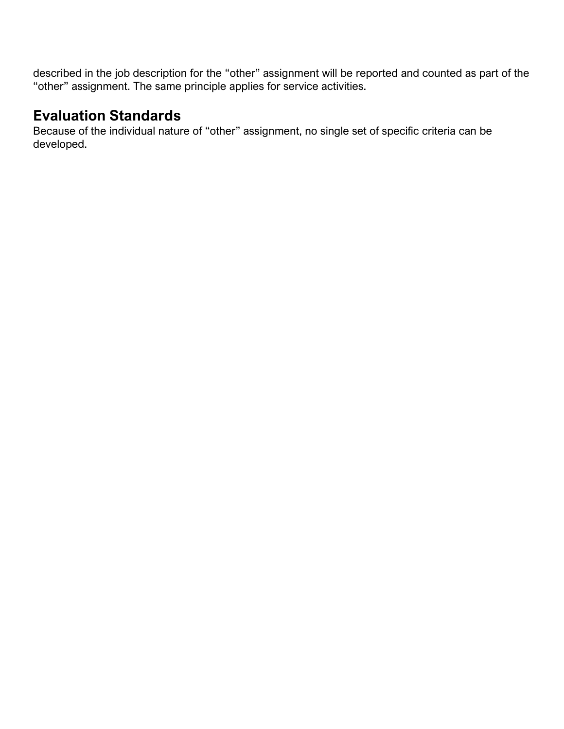described in the job description for the “other” assignment will be reported and counted as part of the “other” assignment. The same principle applies for service activities.

## Evaluation Standards

Because of the individual nature of “other” assignment, no single set of specific criteria can be developed.